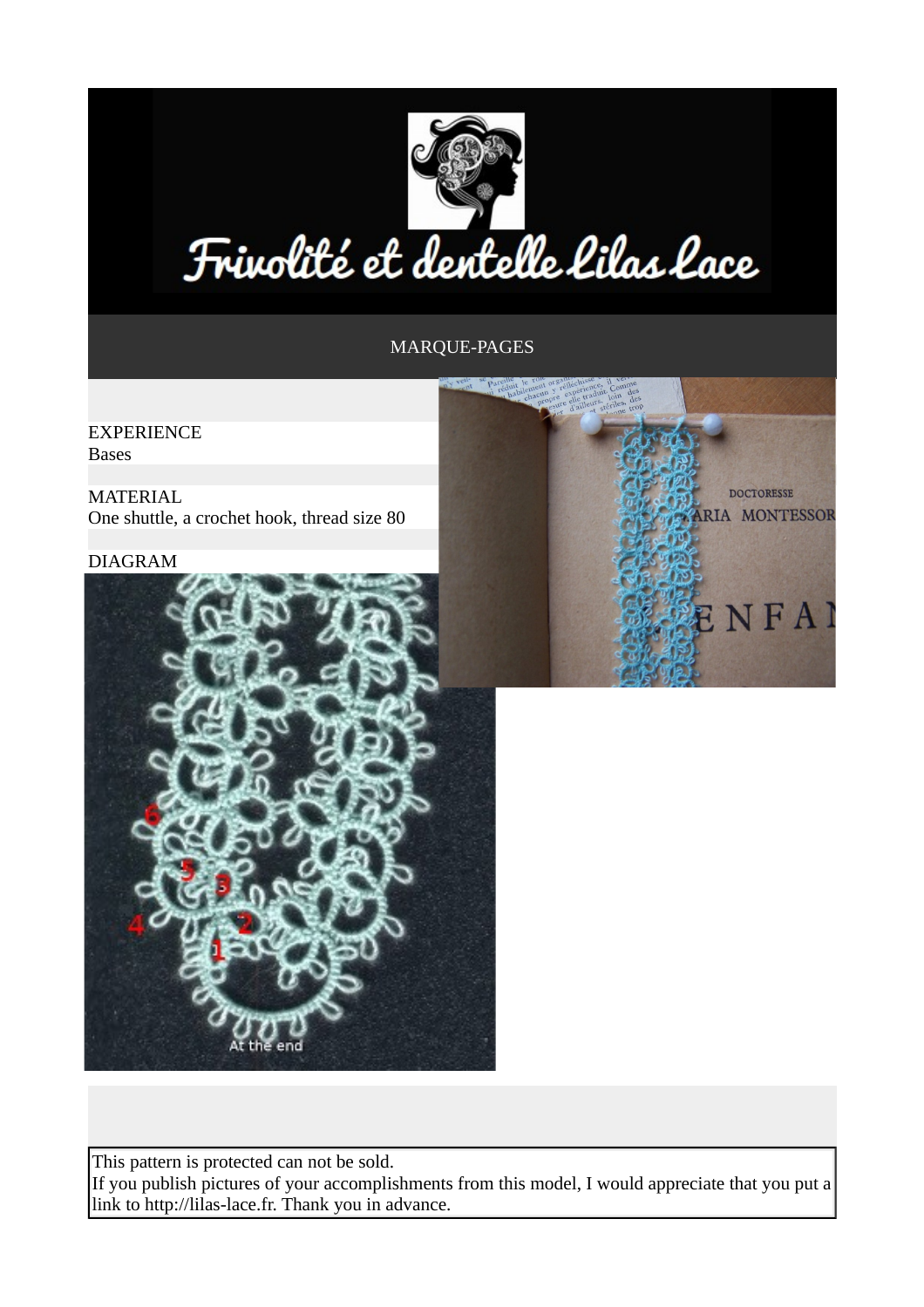MARQUE-PAGES

EXPERIENCE
Bases

MATERIAL
One shuttle, a crochet hook, thread size 80

DIAGRAM

This pattern is protected can not be sold.
If you publish pictures of your accomplishments from this model, I would appreciate that you put a link to http://lilas-lace.fr. Thank you in advance.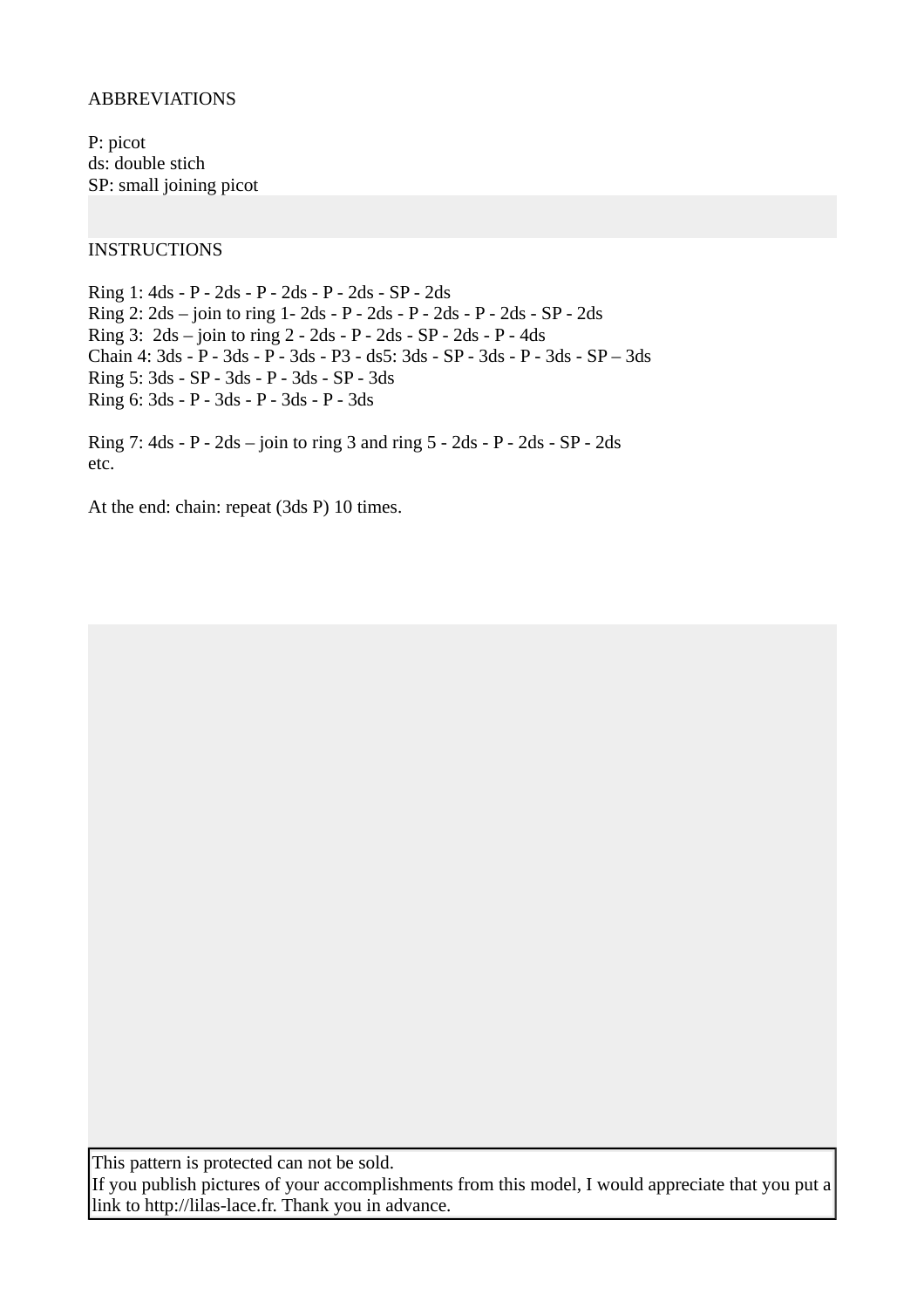ABBREVIATIONS

P: picot
ds: double stich
SP: small joining picot

INSTRUCTIONS

Ring 1: 4ds - P - 2ds - P - 2ds - P - 2ds - SP - 2ds
Ring 2: 2ds – join to ring 1- 2ds - P - 2ds - P - 2ds - P - 2ds - SP - 2ds
Ring 3: 2ds – join to ring 2 - 2ds - P - 2ds - SP - 2ds - P - 4ds
Chain 4: 3ds - P - 3ds - P - 3ds - P3 - ds5: 3ds - SP - 3ds - P - 3ds - SP – 3ds
Ring 5: 3ds - SP - 3ds - P - 3ds - SP - 3ds
Ring 6: 3ds - P - 3ds - P - 3ds - P - 3ds

Ring 7: 4ds - P - 2ds – join to ring 3 and ring 5 - 2ds - P - 2ds - SP - 2ds
etc.

At the end: chain: repeat (3ds P) 10 times.

This pattern is protected can not be sold.
If you publish pictures of your accomplishments from this model, I would appreciate that you put a link to http://lilas-lace.fr. Thank you in advance.